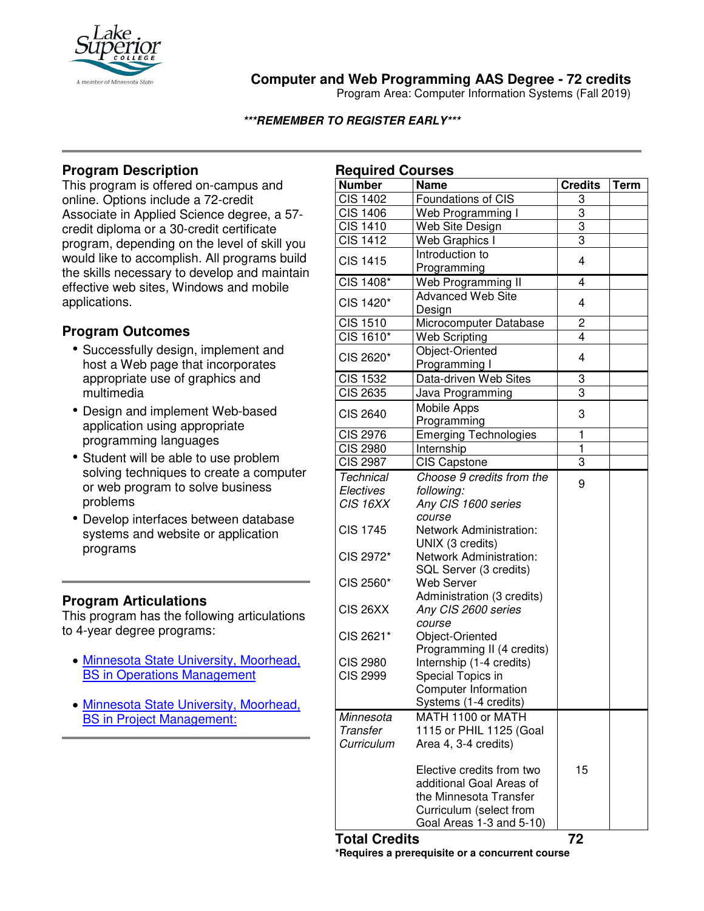# Computer and Web Programming AAS Degree - 72 credits

Program Area: Computer Information Systems (Fall 2019)

***REMEMBER TO REGISTER EARLY***

## Program Description

This program is offered on-campus and online. Options include a 72-credit Associate in Applied Science degree, a 57-credit diploma or a 30-credit certificate program, depending on the level of skill you would like to accomplish. All programs build the skills necessary to develop and maintain effective web sites, Windows and mobile applications.

## Program Outcomes

- Successfully design, implement and host a Web page that incorporates appropriate use of graphics and multimedia
- Design and implement Web-based application using appropriate programming languages
- Student will be able to use problem solving techniques to create a computer or web program to solve business problems
- Develop interfaces between database systems and website or application programs

## Program Articulations

This program has the following articulations to 4-year degree programs:

- Minnesota State University, Moorhead, BS in Operations Management
- Minnesota State University, Moorhead, BS in Project Management:

## Required Courses

| Number | Name | Credits | Term |
|---|---|---|---|
| CIS 1402 | Foundations of CIS | 3 | |
| CIS 1406 | Web Programming I | 3 | |
| CIS 1410 | Web Site Design | 3 | |
| CIS 1412 | Web Graphics I | 3 | |
| CIS 1415 | Introduction to Programming | 4 | |
| CIS 1408* | Web Programming II | 4 | |
| CIS 1420* | Advanced Web Site Design | 4 | |
| CIS 1510 | Microcomputer Database | 2 | |
| CIS 1610* | Web Scripting | 4 | |
| CIS 2620* | Object-Oriented Programming I | 4 | |
| CIS 1532 | Data-driven Web Sites | 3 | |
| CIS 2635 | Java Programming | 3 | |
| CIS 2640 | Mobile Apps Programming | 3 | |
| CIS 2976 | Emerging Technologies | 1 | |
| CIS 2980 | Internship | 1 | |
| CIS 2987 | CIS Capstone | 3 | |
| *Technical Electives* | *Choose 9 credits from the following:* | 9 | |
| *CIS 16XX* | *Any CIS 1600 series course* | | |
| CIS 1745 | Network Administration: UNIX (3 credits) | | |
| CIS 2972* | Network Administration: SQL Server (3 credits) | | |
| CIS 2560* | Web Server Administration (3 credits) | | |
| CIS 26XX | *Any CIS 2600 series course* | | |
| CIS 2621* | Object-Oriented Programming II (4 credits) | | |
| CIS 2980 | Internship (1-4 credits) | | |
| CIS 2999 | Special Topics in Computer Information Systems (1-4 credits) | | |
| *Minnesota Transfer Curriculum* | MATH 1100 or MATH 1115 or PHIL 1125 (Goal Area 4, 3-4 credits)<br><br>Elective credits from two additional Goal Areas of the Minnesota Transfer Curriculum (select from Goal Areas 1-3 and 5-10) | 15 | |
| **Total Credits** | | **72** | |

***Requires a prerequisite or a concurrent course**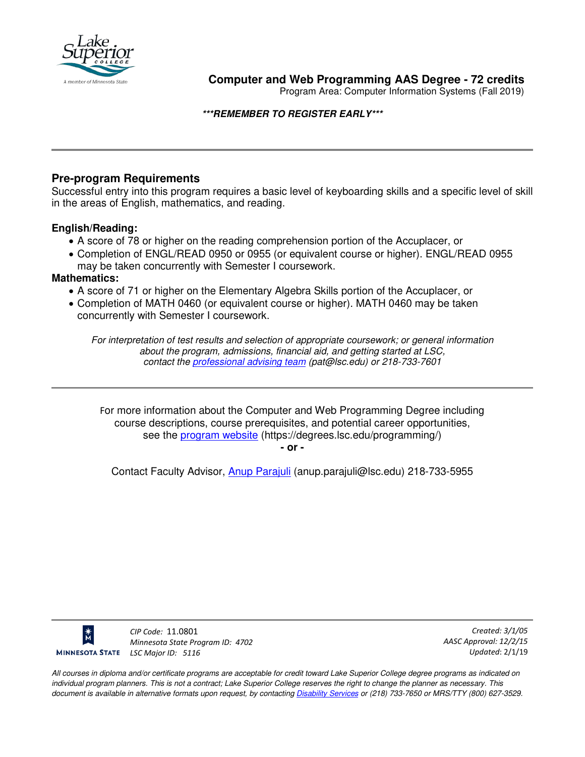**Computer and Web Programming AAS Degree - 72 credits**
Program Area: Computer Information Systems (Fall 2019)

***\*\*\*REMEMBER TO REGISTER EARLY\*\*\****

---

## Pre-program Requirements

Successful entry into this program requires a basic level of keyboarding skills and a specific level of skill in the areas of English, mathematics, and reading.

**English/Reading:**

- A score of 78 or higher on the reading comprehension portion of the Accuplacer, or
- Completion of ENGL/READ 0950 or 0955 (or equivalent course or higher). ENGL/READ 0955 may be taken concurrently with Semester I coursework.

**Mathematics:**

- A score of 71 or higher on the Elementary Algebra Skills portion of the Accuplacer, or
- Completion of MATH 0460 (or equivalent course or higher). MATH 0460 may be taken concurrently with Semester I coursework.

*For interpretation of test results and selection of appropriate coursework; or general information about the program, admissions, financial aid, and getting started at LSC, contact the professional advising team (pat@lsc.edu) or 218-733-7601*

---

For more information about the Computer and Web Programming Degree including course descriptions, course prerequisites, and potential career opportunities, see the program website (https://degrees.lsc.edu/programming/)

**- or -**

Contact Faculty Advisor, Anup Parajuli (anup.parajuli@lsc.edu) 218-733-5955

---

*CIP Code:* 11.0801
*Minnesota State Program ID: 4702*
*LSC Major ID: 5116*

*Created: 3/1/05*
*AASC Approval: 12/2/15*
*Updated:* 2/1/19

*All courses in diploma and/or certificate programs are acceptable for credit toward Lake Superior College degree programs as indicated on individual program planners. This is not a contract; Lake Superior College reserves the right to change the planner as necessary. This document is available in alternative formats upon request, by contacting Disability Services or (218) 733-7650 or MRS/TTY (800) 627-3529.*